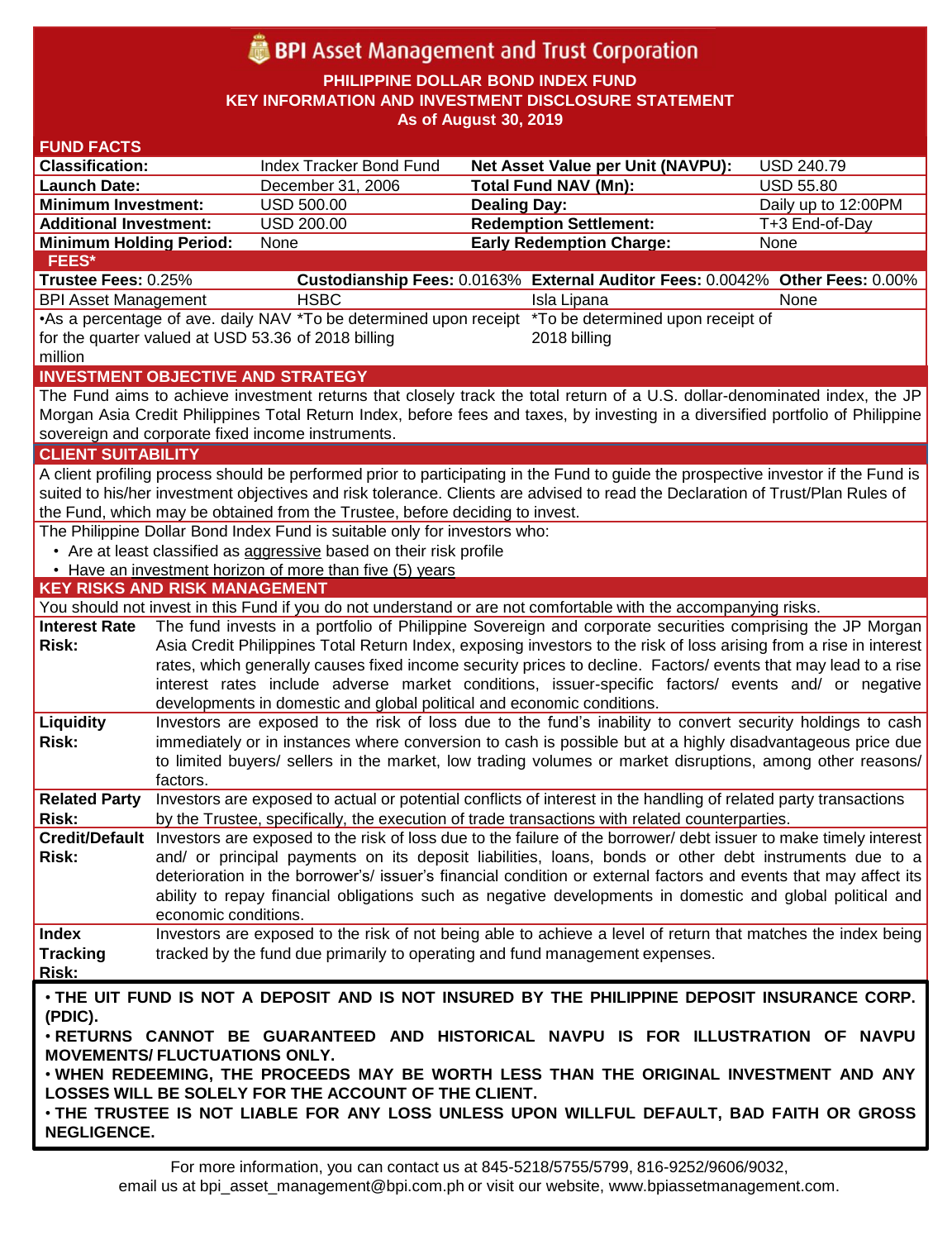# BPI Asset Management and Trust Corporation

**PHILIPPINE DOLLAR BOND INDEX FUND**
**KEY INFORMATION AND INVESTMENT DISCLOSURE STATEMENT**
**As of August 30, 2019**

## FUND FACTS

| | | | |
|---|---|---|---|
| **Classification:** | Index Tracker Bond Fund | **Net Asset Value per Unit (NAVPU):** | USD 240.79 |
| **Launch Date:** | December 31, 2006 | **Total Fund NAV (Mn):** | USD 55.80 |
| **Minimum Investment:** | USD 500.00 | **Dealing Day:** | Daily up to 12:00PM |
| **Additional Investment:** | USD 200.00 | **Redemption Settlement:** | T+3 End-of-Day |
| **Minimum Holding Period:** | None | **Early Redemption Charge:** | None |

## FEES*

| **Trustee Fees:** 0.25% | **Custodianship Fees:** 0.0163% | **External Auditor Fees:** 0.0042% | **Other Fees:** 0.00% |
|---|---|---|---|
| BPI Asset Management | HSBC | Isla Lipana | None |
| •As a percentage of ave. daily NAV for the quarter valued at USD 53.36 million | *To be determined upon receipt of 2018 billing | *To be determined upon receipt of 2018 billing | |

## INVESTMENT OBJECTIVE AND STRATEGY

The Fund aims to achieve investment returns that closely track the total return of a U.S. dollar-denominated index, the JP Morgan Asia Credit Philippines Total Return Index, before fees and taxes, by investing in a diversified portfolio of Philippine sovereign and corporate fixed income instruments.

## CLIENT SUITABILITY

A client profiling process should be performed prior to participating in the Fund to guide the prospective investor if the Fund is suited to his/her investment objectives and risk tolerance. Clients are advised to read the Declaration of Trust/Plan Rules of the Fund, which may be obtained from the Trustee, before deciding to invest.

The Philippine Dollar Bond Index Fund is suitable only for investors who:

- Are at least classified as aggressive based on their risk profile
- Have an investment horizon of more than five (5) years

## KEY RISKS AND RISK MANAGEMENT

You should not invest in this Fund if you do not understand or are not comfortable with the accompanying risks.

| | |
|---|---|
| **Interest Rate Risk:** | The fund invests in a portfolio of Philippine Sovereign and corporate securities comprising the JP Morgan Asia Credit Philippines Total Return Index, exposing investors to the risk of loss arising from a rise in interest rates, which generally causes fixed income security prices to decline. Factors/ events that may lead to a rise interest rates include adverse market conditions, issuer-specific factors/ events and/ or negative developments in domestic and global political and economic conditions. |
| **Liquidity Risk:** | Investors are exposed to the risk of loss due to the fund's inability to convert security holdings to cash immediately or in instances where conversion to cash is possible but at a highly disadvantageous price due to limited buyers/ sellers in the market, low trading volumes or market disruptions, among other reasons/ factors. |
| **Related Party Risk:** | Investors are exposed to actual or potential conflicts of interest in the handling of related party transactions by the Trustee, specifically, the execution of trade transactions with related counterparties. |
| **Credit/Default Risk:** | Investors are exposed to the risk of loss due to the failure of the borrower/ debt issuer to make timely interest and/ or principal payments on its deposit liabilities, loans, bonds or other debt instruments due to a deterioration in the borrower's/ issuer's financial condition or external factors and events that may affect its ability to repay financial obligations such as negative developments in domestic and global political and economic conditions. |
| **Index Tracking Risk:** | Investors are exposed to the risk of not being able to achieve a level of return that matches the index being tracked by the fund due primarily to operating and fund management expenses. |

**• THE UIT FUND IS NOT A DEPOSIT AND IS NOT INSURED BY THE PHILIPPINE DEPOSIT INSURANCE CORP. (PDIC).**
**• RETURNS CANNOT BE GUARANTEED AND HISTORICAL NAVPU IS FOR ILLUSTRATION OF NAVPU MOVEMENTS/ FLUCTUATIONS ONLY.**
**• WHEN REDEEMING, THE PROCEEDS MAY BE WORTH LESS THAN THE ORIGINAL INVESTMENT AND ANY LOSSES WILL BE SOLELY FOR THE ACCOUNT OF THE CLIENT.**
**• THE TRUSTEE IS NOT LIABLE FOR ANY LOSS UNLESS UPON WILLFUL DEFAULT, BAD FAITH OR GROSS NEGLIGENCE.**

For more information, you can contact us at 845-5218/5755/5799, 816-9252/9606/9032, email us at bpi_asset_management@bpi.com.ph or visit our website, www.bpiassetmanagement.com.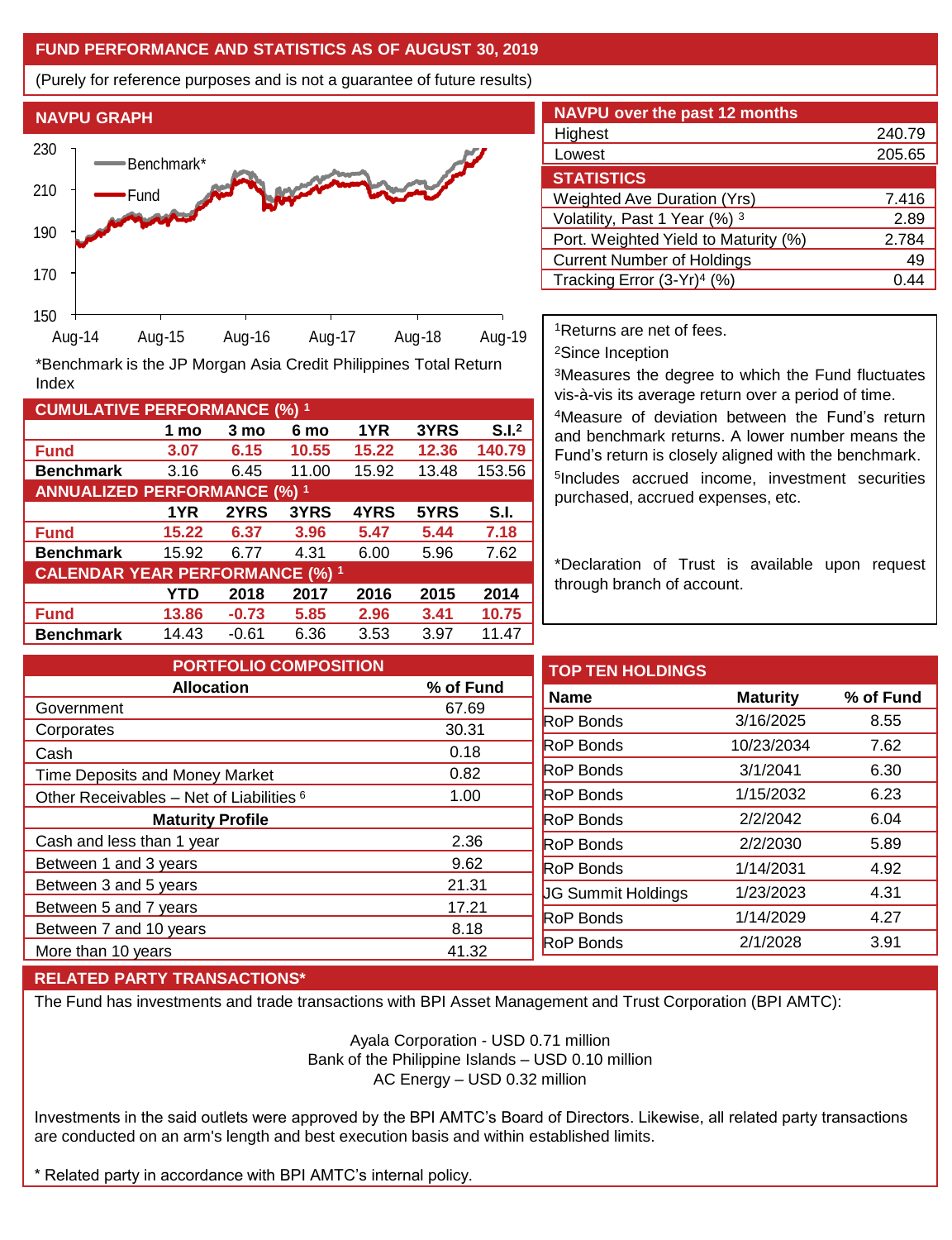## FUND PERFORMANCE AND STATISTICS AS OF AUGUST 30, 2019

(Purely for reference purposes and is not a guarantee of future results)

### NAVPU GRAPH

*Benchmark is the JP Morgan Asia Credit Philippines Total Return Index

### NAVPU over the past 12 months

| | |
|---|---|
| Highest | 240.79 |
| Lowest | 205.65 |

### STATISTICS

| | |
|---|---|
| Weighted Ave Duration (Yrs) | 7.416 |
| Volatility, Past 1 Year (%) [3] | 2.89 |
| Port. Weighted Yield to Maturity (%) | 2.784 |
| Current Number of Holdings | 49 |
| Tracking Error (3-Yr)[4] (%) | 0.44 |

[1]Returns are net of fees.

[2]Since Inception

[3]Measures the degree to which the Fund fluctuates vis-à-vis its average return over a period of time.

[4]Measure of deviation between the Fund's return and benchmark returns. A lower number means the Fund's return is closely aligned with the benchmark.

[5]Includes accrued income, investment securities purchased, accrued expenses, etc.

*Declaration of Trust is available upon request through branch of account.

### CUMULATIVE PERFORMANCE (%) [1]

| | 1 mo | 3 mo | 6 mo | 1YR | 3YRS | S.I.[2] |
|---|---|---|---|---|---|---|
| **Fund** | **3.07** | **6.15** | **10.55** | **15.22** | **12.36** | **140.79** |
| **Benchmark** | 3.16 | 6.45 | 11.00 | 15.92 | 13.48 | 153.56 |

### ANNUALIZED PERFORMANCE (%) [1]

| | 1YR | 2YRS | 3YRS | 4YRS | 5YRS | S.I. |
|---|---|---|---|---|---|---|
| **Fund** | **15.22** | **6.37** | **3.96** | **5.47** | **5.44** | **7.18** |
| **Benchmark** | 15.92 | 6.77 | 4.31 | 6.00 | 5.96 | 7.62 |

### CALENDAR YEAR PERFORMANCE (%) [1]

| | YTD | 2018 | 2017 | 2016 | 2015 | 2014 |
|---|---|---|---|---|---|---|
| **Fund** | **13.86** | **-0.73** | **5.85** | **2.96** | **3.41** | **10.75** |
| **Benchmark** | 14.43 | -0.61 | 6.36 | 3.53 | 3.97 | 11.47 |

### PORTFOLIO COMPOSITION

| Allocation | % of Fund |
|---|---|
| Government | 67.69 |
| Corporates | 30.31 |
| Cash | 0.18 |
| Time Deposits and Money Market | 0.82 |
| Other Receivables – Net of Liabilities [6] | 1.00 |
| **Maturity Profile** | |
| Cash and less than 1 year | 2.36 |
| Between 1 and 3 years | 9.62 |
| Between 3 and 5 years | 21.31 |
| Between 5 and 7 years | 17.21 |
| Between 7 and 10 years | 8.18 |
| More than 10 years | 41.32 |

### TOP TEN HOLDINGS

| Name | Maturity | % of Fund |
|---|---|---|
| RoP Bonds | 3/16/2025 | 8.55 |
| RoP Bonds | 10/23/2034 | 7.62 |
| RoP Bonds | 3/1/2041 | 6.30 |
| RoP Bonds | 1/15/2032 | 6.23 |
| RoP Bonds | 2/2/2042 | 6.04 |
| RoP Bonds | 2/2/2030 | 5.89 |
| RoP Bonds | 1/14/2031 | 4.92 |
| JG Summit Holdings | 1/23/2023 | 4.31 |
| RoP Bonds | 1/14/2029 | 4.27 |
| RoP Bonds | 2/1/2028 | 3.91 |

### RELATED PARTY TRANSACTIONS*

The Fund has investments and trade transactions with BPI Asset Management and Trust Corporation (BPI AMTC):

Ayala Corporation - USD 0.71 million
Bank of the Philippine Islands – USD 0.10 million
AC Energy – USD 0.32 million

Investments in the said outlets were approved by the BPI AMTC's Board of Directors. Likewise, all related party transactions are conducted on an arm's length and best execution basis and within established limits.

* Related party in accordance with BPI AMTC's internal policy.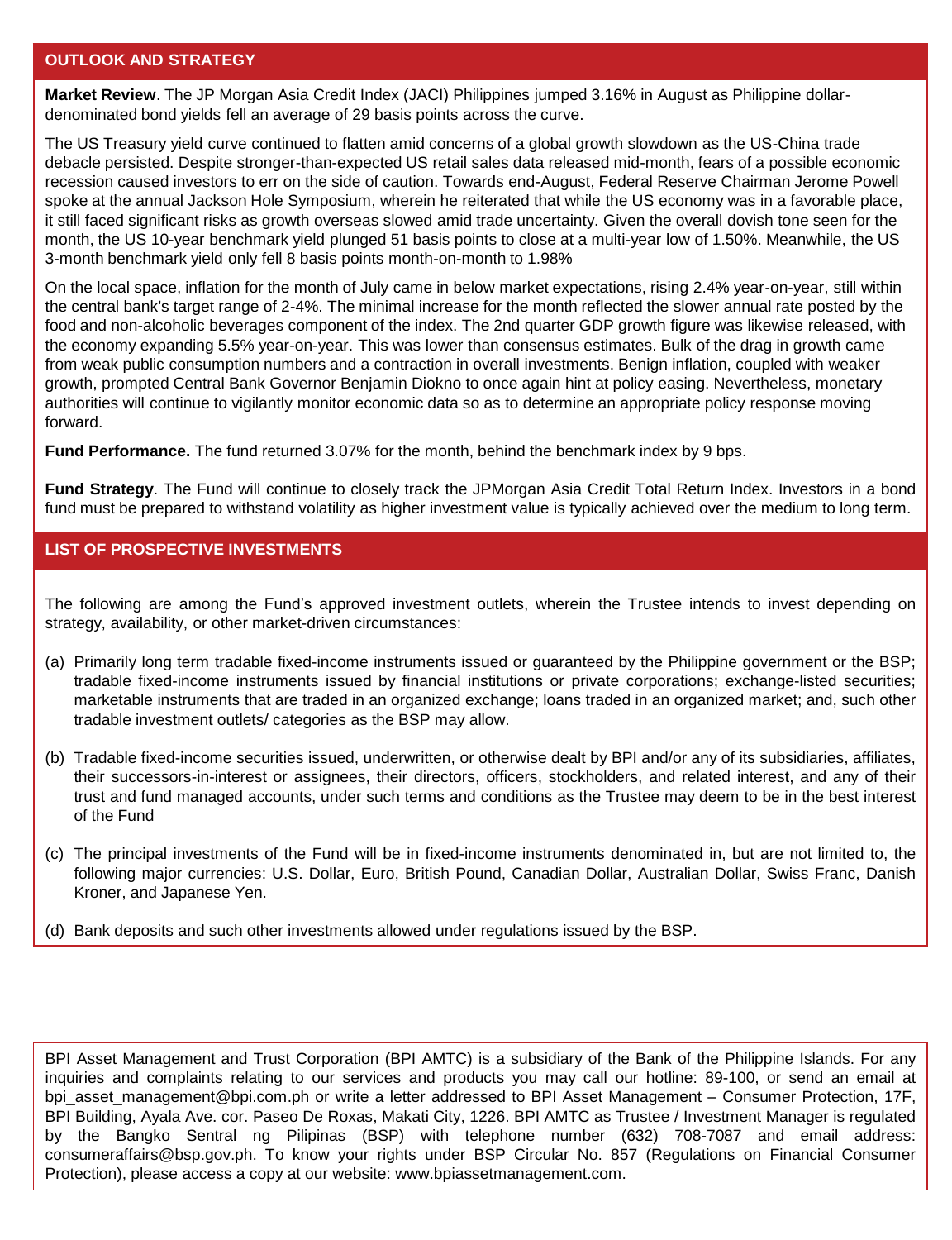## OUTLOOK AND STRATEGY

**Market Review**. The JP Morgan Asia Credit Index (JACI) Philippines jumped 3.16% in August as Philippine dollar-denominated bond yields fell an average of 29 basis points across the curve.

The US Treasury yield curve continued to flatten amid concerns of a global growth slowdown as the US-China trade debacle persisted. Despite stronger-than-expected US retail sales data released mid-month, fears of a possible economic recession caused investors to err on the side of caution. Towards end-August, Federal Reserve Chairman Jerome Powell spoke at the annual Jackson Hole Symposium, wherein he reiterated that while the US economy was in a favorable place, it still faced significant risks as growth overseas slowed amid trade uncertainty. Given the overall dovish tone seen for the month, the US 10-year benchmark yield plunged 51 basis points to close at a multi-year low of 1.50%. Meanwhile, the US 3-month benchmark yield only fell 8 basis points month-on-month to 1.98%

On the local space, inflation for the month of July came in below market expectations, rising 2.4% year-on-year, still within the central bank's target range of 2-4%. The minimal increase for the month reflected the slower annual rate posted by the food and non-alcoholic beverages component of the index. The 2nd quarter GDP growth figure was likewise released, with the economy expanding 5.5% year-on-year. This was lower than consensus estimates. Bulk of the drag in growth came from weak public consumption numbers and a contraction in overall investments. Benign inflation, coupled with weaker growth, prompted Central Bank Governor Benjamin Diokno to once again hint at policy easing. Nevertheless, monetary authorities will continue to vigilantly monitor economic data so as to determine an appropriate policy response moving forward.

**Fund Performance.** The fund returned 3.07% for the month, behind the benchmark index by 9 bps.

**Fund Strategy**. The Fund will continue to closely track the JPMorgan Asia Credit Total Return Index. Investors in a bond fund must be prepared to withstand volatility as higher investment value is typically achieved over the medium to long term.

## LIST OF PROSPECTIVE INVESTMENTS

The following are among the Fund's approved investment outlets, wherein the Trustee intends to invest depending on strategy, availability, or other market-driven circumstances:

(a) Primarily long term tradable fixed-income instruments issued or guaranteed by the Philippine government or the BSP; tradable fixed-income instruments issued by financial institutions or private corporations; exchange-listed securities; marketable instruments that are traded in an organized exchange; loans traded in an organized market; and, such other tradable investment outlets/ categories as the BSP may allow.

(b) Tradable fixed-income securities issued, underwritten, or otherwise dealt by BPI and/or any of its subsidiaries, affiliates, their successors-in-interest or assignees, their directors, officers, stockholders, and related interest, and any of their trust and fund managed accounts, under such terms and conditions as the Trustee may deem to be in the best interest of the Fund

(c) The principal investments of the Fund will be in fixed-income instruments denominated in, but are not limited to, the following major currencies: U.S. Dollar, Euro, British Pound, Canadian Dollar, Australian Dollar, Swiss Franc, Danish Kroner, and Japanese Yen.

(d) Bank deposits and such other investments allowed under regulations issued by the BSP.

BPI Asset Management and Trust Corporation (BPI AMTC) is a subsidiary of the Bank of the Philippine Islands. For any inquiries and complaints relating to our services and products you may call our hotline: 89-100, or send an email at bpi_asset_management@bpi.com.ph or write a letter addressed to BPI Asset Management – Consumer Protection, 17F, BPI Building, Ayala Ave. cor. Paseo De Roxas, Makati City, 1226. BPI AMTC as Trustee / Investment Manager is regulated by the Bangko Sentral ng Pilipinas (BSP) with telephone number (632) 708-7087 and email address: consumeraffairs@bsp.gov.ph. To know your rights under BSP Circular No. 857 (Regulations on Financial Consumer Protection), please access a copy at our website: www.bpiassetmanagement.com.